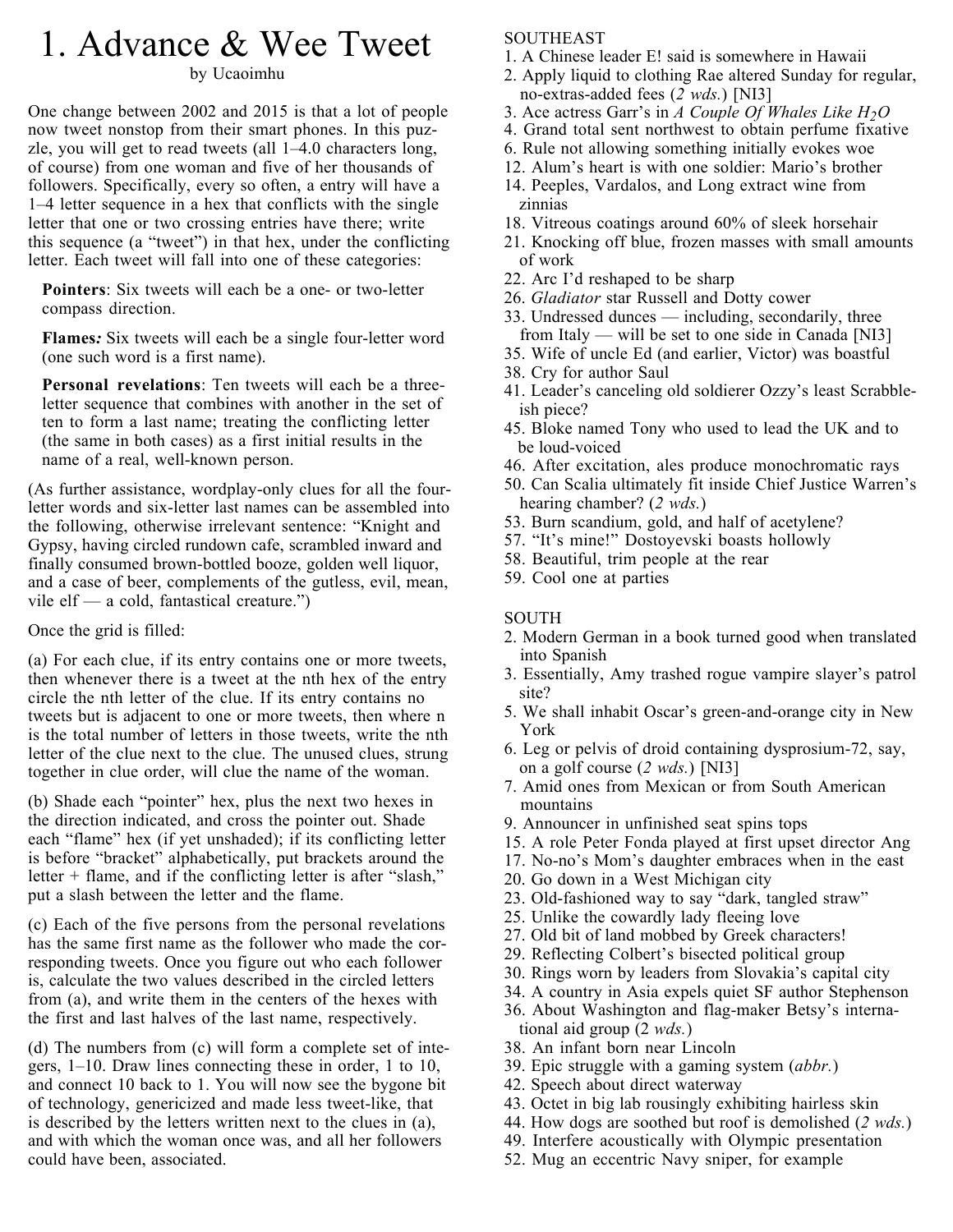# 1. Advance & Wee Tweet

by Ucaoimhu

One change between 2002 and 2015 is that a lot of people now tweet nonstop from their smart phones. In this puzzle, you will get to read tweets (all 1–4.0 characters long, of course) from one woman and five of her thousands of followers. Specifically, every so often, a entry will have a 1–4 letter sequence in a hex that conflicts with the single letter that one or two crossing entries have there; write this sequence (a "tweet") in that hex, under the conflicting letter. Each tweet will fall into one of these categories:

**Pointers**: Six tweets will each be a one- or two-letter compass direction.

**Flames***:* Six tweets will each be a single four-letter word (one such word is a first name).

**Personal revelations**: Ten tweets will each be a three-letter sequence that combines with another in the set of ten to form a last name; treating the conflicting letter (the same in both cases) as a first initial results in the name of a real, well-known person.

(As further assistance, wordplay-only clues for all the four-letter words and six-letter last names can be assembled into the following, otherwise irrelevant sentence: "Knight and Gypsy, having circled rundown cafe, scrambled inward and finally consumed brown-bottled booze, golden well liquor, and a case of beer, complements of the gutless, evil, mean, vile elf — a cold, fantastical creature.")

Once the grid is filled:

(a) For each clue, if its entry contains one or more tweets, then whenever there is a tweet at the nth hex of the entry circle the nth letter of the clue. If its entry contains no tweets but is adjacent to one or more tweets, then where n is the total number of letters in those tweets, write the nth letter of the clue next to the clue. The unused clues, strung together in clue order, will clue the name of the woman.

(b) Shade each "pointer" hex, plus the next two hexes in the direction indicated, and cross the pointer out. Shade each "flame" hex (if yet unshaded); if its conflicting letter is before "bracket" alphabetically, put brackets around the letter + flame, and if the conflicting letter is after "slash," put a slash between the letter and the flame.

(c) Each of the five persons from the personal revelations has the same first name as the follower who made the corresponding tweets. Once you figure out who each follower is, calculate the two values described in the circled letters from (a), and write them in the centers of the hexes with the first and last halves of the last name, respectively.

(d) The numbers from (c) will form a complete set of integers, 1–10. Draw lines connecting these in order, 1 to 10, and connect 10 back to 1. You will now see the bygone bit of technology, genericized and made less tweet-like, that is described by the letters written next to the clues in (a), and with which the woman once was, and all her followers could have been, associated.

SOUTHEAST

1. A Chinese leader E! said is somewhere in Hawaii
2. Apply liquid to clothing Rae altered Sunday for regular, no-extras-added fees (*2 wds.*) [NI3]
3. Ace actress Garr's in *A Couple Of Whales Like $H_2O$*
4. Grand total sent northwest to obtain perfume fixative
6. Rule not allowing something initially evokes woe
12. Alum's heart is with one soldier: Mario's brother
14. Peeples, Vardalos, and Long extract wine from zinnias
18. Vitreous coatings around 60% of sleek horsehair
21. Knocking off blue, frozen masses with small amounts of work
22. Arc I'd reshaped to be sharp
26. *Gladiator* star Russell and Dotty cower
33. Undressed dunces — including, secondarily, three from Italy — will be set to one side in Canada [NI3]
35. Wife of uncle Ed (and earlier, Victor) was boastful
38. Cry for author Saul
41. Leader's canceling old soldierer Ozzy's least Scrabble-ish piece?
45. Bloke named Tony who used to lead the UK and to be loud-voiced
46. After excitation, ales produce monochromatic rays
50. Can Scalia ultimately fit inside Chief Justice Warren's hearing chamber? (*2 wds.*)
53. Burn scandium, gold, and half of acetylene?
57. "It's mine!" Dostoyevski boasts hollowly
58. Beautiful, trim people at the rear
59. Cool one at parties

SOUTH

2. Modern German in a book turned good when translated into Spanish
3. Essentially, Amy trashed rogue vampire slayer's patrol site?
5. We shall inhabit Oscar's green-and-orange city in New York
6. Leg or pelvis of droid containing dysprosium-72, say, on a golf course (*2 wds.*) [NI3]
7. Amid ones from Mexican or from South American mountains
9. Announcer in unfinished seat spins tops
15. A role Peter Fonda played at first upset director Ang
17. No-no's Mom's daughter embraces when in the east
20. Go down in a West Michigan city
23. Old-fashioned way to say "dark, tangled straw"
25. Unlike the cowardly lady fleeing love
27. Old bit of land mobbed by Greek characters!
29. Reflecting Colbert's bisected political group
30. Rings worn by leaders from Slovakia's capital city
34. A country in Asia expels quiet SF author Stephenson
36. About Washington and flag-maker Betsy's international aid group (2 *wds.*)
38. An infant born near Lincoln
39. Epic struggle with a gaming system (*abbr.*)
42. Speech about direct waterway
43. Octet in big lab rousingly exhibiting hairless skin
44. How dogs are soothed but roof is demolished (*2 wds.*)
49. Interfere acoustically with Olympic presentation
52. Mug an eccentric Navy sniper, for example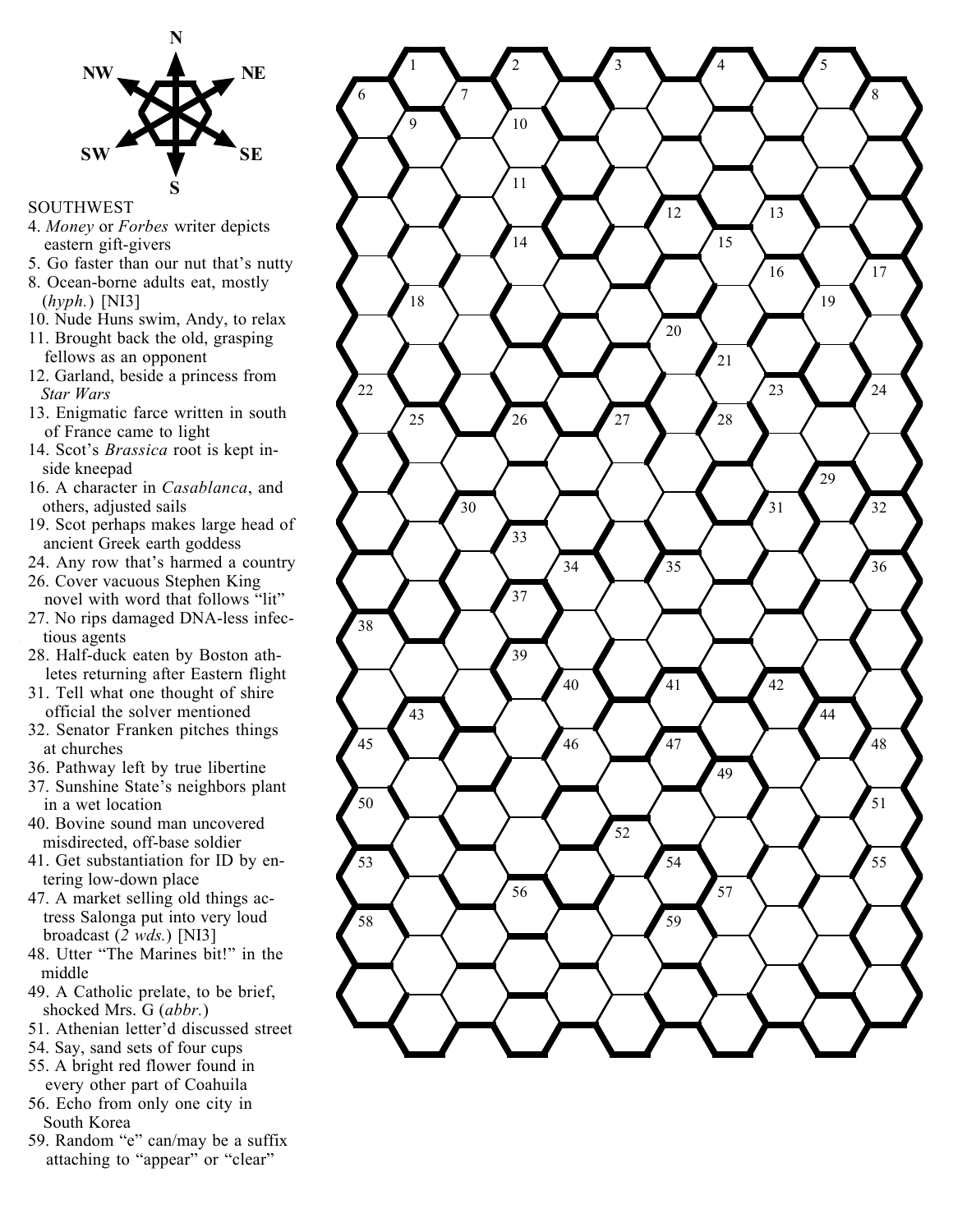N

NW NE

SW SE

S

SOUTHWEST

4. *Money* or *Forbes* writer depicts eastern gift-givers
5. Go faster than our nut that's nutty
8. Ocean-borne adults eat, mostly (*hyph.*) [NI3]
10. Nude Huns swim, Andy, to relax
11. Brought back the old, grasping fellows as an opponent
12. Garland, beside a princess from *Star Wars*
13. Enigmatic farce written in south of France came to light
14. Scot's *Brassica* root is kept inside kneepad
16. A character in *Casablanca*, and others, adjusted sails
19. Scot perhaps makes large head of ancient Greek earth goddess
24. Any row that's harmed a country
26. Cover vacuous Stephen King novel with word that follows "lit"
27. No rips damaged DNA-less infectious agents
28. Half-duck eaten by Boston athletes returning after Eastern flight
31. Tell what one thought of shire official the solver mentioned
32. Senator Franken pitches things at churches
36. Pathway left by true libertine
37. Sunshine State's neighbors plant in a wet location
40. Bovine sound man uncovered misdirected, off-base soldier
41. Get substantiation for ID by entering low-down place
47. A market selling old things actress Salonga put into very loud broadcast (*2 wds.*) [NI3]
48. Utter "The Marines bit!" in the middle
49. A Catholic prelate, to be brief, shocked Mrs. G (*abbr.*)
51. Athenian letter'd discussed street
54. Say, sand sets of four cups
55. A bright red flower found in every other part of Coahuila
56. Echo from only one city in South Korea
59. Random "e" can/may be a suffix attaching to "appear" or "clear"